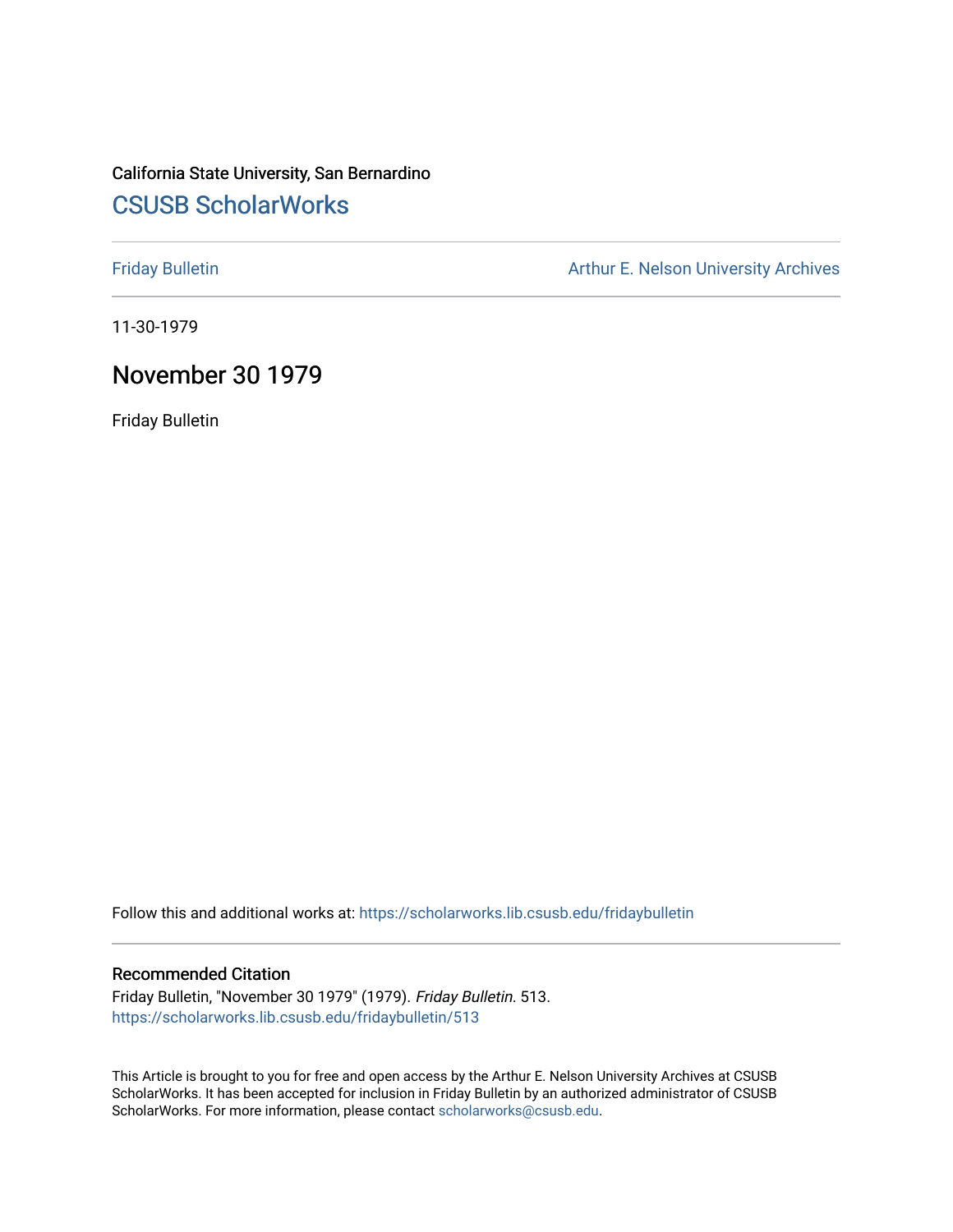California State University, San Bernardino

# CSUSB ScholarWorks

Friday Bulletin

Arthur E. Nelson University Archives

11-30-1979

## November 30 1979

Friday Bulletin

Follow this and additional works at: https://scholarworks.lib.csusb.edu/fridaybulletin

### Recommended Citation

Friday Bulletin, "November 30 1979" (1979). *Friday Bulletin*. 513.
https://scholarworks.lib.csusb.edu/fridaybulletin/513

This Article is brought to you for free and open access by the Arthur E. Nelson University Archives at CSUSB ScholarWorks. It has been accepted for inclusion in Friday Bulletin by an authorized administrator of CSUSB ScholarWorks. For more information, please contact scholarworks@csusb.edu.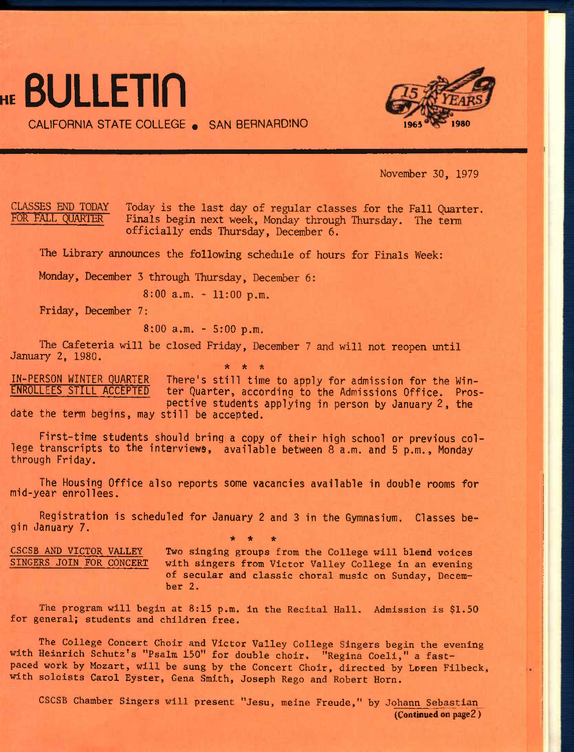# THE BULLETIN

CALIFORNIA STATE COLLEGE • SAN BERNARDINO

15 YEARS 1965 1980

November 30, 1979

CLASSES END TODAY FOR FALL QUARTER

Today is the last day of regular classes for the Fall Quarter. Finals begin next week, Monday through Thursday. The term officially ends Thursday, December 6.

The Library announces the following schedule of hours for Finals Week:

Monday, December 3 through Thursday, December 6:

8:00 a.m. - 11:00 p.m.

Friday, December 7:

8:00 a.m. - 5:00 p.m.

The Cafeteria will be closed Friday, December 7 and will not reopen until January 2, 1980.

\* \* \*

IN-PERSON WINTER QUARTER ENROLLEES STILL ACCEPTED

There's still time to apply for admission for the Winter Quarter, according to the Admissions Office. Prospective students applying in person by January 2, the date the term begins, may still be accepted.

First-time students should bring a copy of their high school or previous college transcripts to the interviews, available between 8 a.m. and 5 p.m., Monday through Friday.

The Housing Office also reports some vacancies available in double rooms for mid-year enrollees.

Registration is scheduled for January 2 and 3 in the Gymnasium. Classes begin January 7.

\* \* \*

CSCSB AND VICTOR VALLEY SINGERS JOIN FOR CONCERT

Two singing groups from the College will blend voices with singers from Victor Valley College in an evening of secular and classic choral music on Sunday, December 2.

The program will begin at 8:15 p.m. in the Recital Hall. Admission is $1.50 for general; students and children free.

The College Concert Choir and Victor Valley College Singers begin the evening with Heinrich Schutz's "Psalm 150" for double choir. "Regina Coeli," a fast-paced work by Mozart, will be sung by the Concert Choir, directed by Loren Filbeck, with soloists Carol Eyster, Gena Smith, Joseph Rego and Robert Horn.

CSCSB Chamber Singers will present "Jesu, meine Freude," by Johann Sebastian

(Continued on page 2)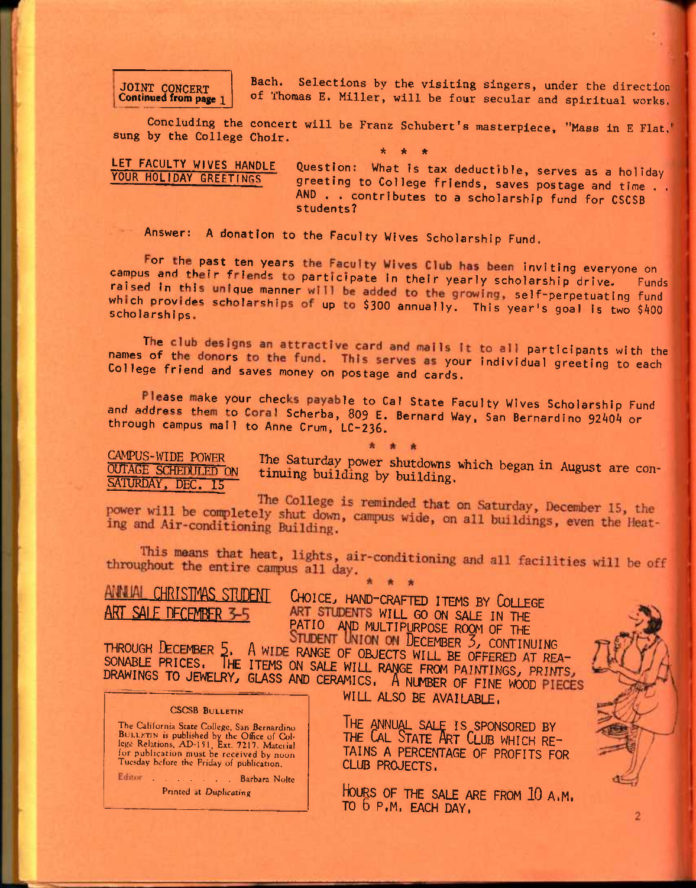**JOINT CONCERT**
**Continued from page 1**

Bach. Selections by the visiting singers, under the direction of Thomas E. Miller, will be four secular and spiritual works.

Concluding the concert will be Franz Schubert's masterpiece, "Mass in E Flat," sung by the College Choir.

\* \* \*

**LET FACULTY WIVES HANDLE YOUR HOLIDAY GREETINGS**

Question: What is tax deductible, serves as a holiday greeting to College friends, saves postage and time . . AND . . contributes to a scholarship fund for CSCSB students?

Answer: A donation to the Faculty Wives Scholarship Fund.

For the past ten years the Faculty Wives Club has been inviting everyone on campus and their friends to participate in their yearly scholarship drive. Funds raised in this unique manner will be added to the growing, self-perpetuating fund which provides scholarships of up to $300 annually. This year's goal is two $400 scholarships.

The club designs an attractive card and mails it to all participants with the names of the donors to the fund. This serves as your individual greeting to each College friend and saves money on postage and cards.

Please make your checks payable to Cal State Faculty Wives Scholarship Fund and address them to Coral Scherba, 809 E. Bernard Way, San Bernardino 92404 or through campus mail to Anne Crum, LC-236.

\* \* \*

**CAMPUS-WIDE POWER OUTAGE SCHEDULED ON SATURDAY, DEC. 15**

The Saturday power shutdowns which began in August are continuing building by building.

The College is reminded that on Saturday, December 15, the power will be completely shut down, campus wide, on all buildings, even the Heating and Air-conditioning Building.

This means that heat, lights, air-conditioning and all facilities will be off throughout the entire campus all day.

\* \* \*

**ANNUAL CHRISTMAS STUDENT ART SALE DECEMBER 3-5**

CHOICE, HAND-CRAFTED ITEMS BY COLLEGE ART STUDENTS WILL GO ON SALE IN THE PATIO AND MULTIPURPOSE ROOM OF THE STUDENT UNION ON DECEMBER 3, CONTINUING THROUGH DECEMBER 5. A WIDE RANGE OF OBJECTS WILL BE OFFERED AT REASONABLE PRICES. THE ITEMS ON SALE WILL RANGE FROM PAINTINGS, PRINTS, DRAWINGS TO JEWELRY, GLASS AND CERAMICS. A NUMBER OF FINE WOOD PIECES WILL ALSO BE AVAILABLE.

THE ANNUAL SALE IS SPONSORED BY THE CAL STATE ART CLUB WHICH RETAINS A PERCENTAGE OF PROFITS FOR CLUB PROJECTS.

HOURS OF THE SALE ARE FROM 10 A.M. TO 6 P.M. EACH DAY.

---

**CSCSB BULLETIN**

The California State College, San Bernardino BULLETIN is published by the Office of College Relations, AD-151, Ext. 7217. Material for publication must be received by noon Tuesday before the Friday of publication.

Editor . . . . . . . Barbara Nolte

Printed at Duplicating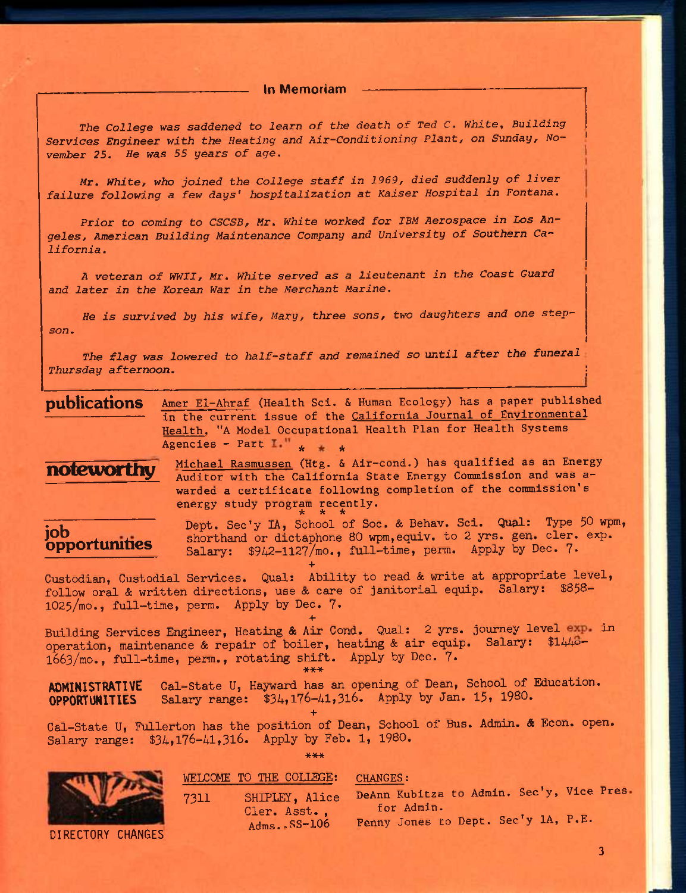## In Memoriam

*The College was saddened to learn of the death of Ted C. White, Building Services Engineer with the Heating and Air-Conditioning Plant, on Sunday, November 25. He was 55 years of age.*

*Mr. White, who joined the College staff in 1969, died suddenly of liver failure following a few days' hospitalization at Kaiser Hospital in Fontana.*

*Prior to coming to CSCSB, Mr. White worked for IBM Aerospace in Los Angeles, American Building Maintenance Company and University of Southern California.*

*A veteran of WWII, Mr. White served as a lieutenant in the Coast Guard and later in the Korean War in the Merchant Marine.*

*He is survived by his wife, Mary, three sons, two daughters and one stepson.*

*The flag was lowered to half-staff and remained so until after the funeral Thursday afternoon.*

## publications

Amer El-Ahraf (Health Sci. & Human Ecology) has a paper published in the current issue of the California Journal of Environmental Health. "A Model Occupational Health Plan for Health Systems Agencies - Part I."

\* \* \*

## noteworthy

Michael Rasmussen (Htg. & Air-cond.) has qualified as an Energy Auditor with the California State Energy Commission and was awarded a certificate following completion of the commission's energy study program recently.

\* \* \*

## job opportunities

Dept. Sec'y IA, School of Soc. & Behav. Sci. Qual: Type 50 wpm, shorthand or dictaphone 80 wpm, equiv. to 2 yrs. gen. cler. exp. Salary: $942-1127/mo., full-time, perm. Apply by Dec. 7.

+

Custodian, Custodial Services. Qual: Ability to read & write at appropriate level, follow oral & written directions, use & care of janitorial equip. Salary: $858-1025/mo., full-time, perm. Apply by Dec. 7.

+

Building Services Engineer, Heating & Air Cond. Qual: 2 yrs. journey level exp. in operation, maintenance & repair of boiler, heating & air equip. Salary: $1448-1663/mo., full-time, perm., rotating shift. Apply by Dec. 7.

\*\*\*

## ADMINISTRATIVE OPPORTUNITIES

Cal-State U, Hayward has an opening of Dean, School of Education. Salary range: $34,176-41,316. Apply by Jan. 15, 1980.

+

Cal-State U, Fullerton has the position of Dean, School of Bus. Admin. & Econ. open. Salary range: $34,176-41,316. Apply by Feb. 1, 1980.

\*\*\*

## DIRECTORY CHANGES

WELCOME TO THE COLLEGE:

7311 SHIPLEY, Alice
Cler. Asst.,
Adms., SS-106

CHANGES:

DeAnn Kubitza to Admin. Sec'y, Vice Pres. for Admin.

Penny Jones to Dept. Sec'y 1A, P.E.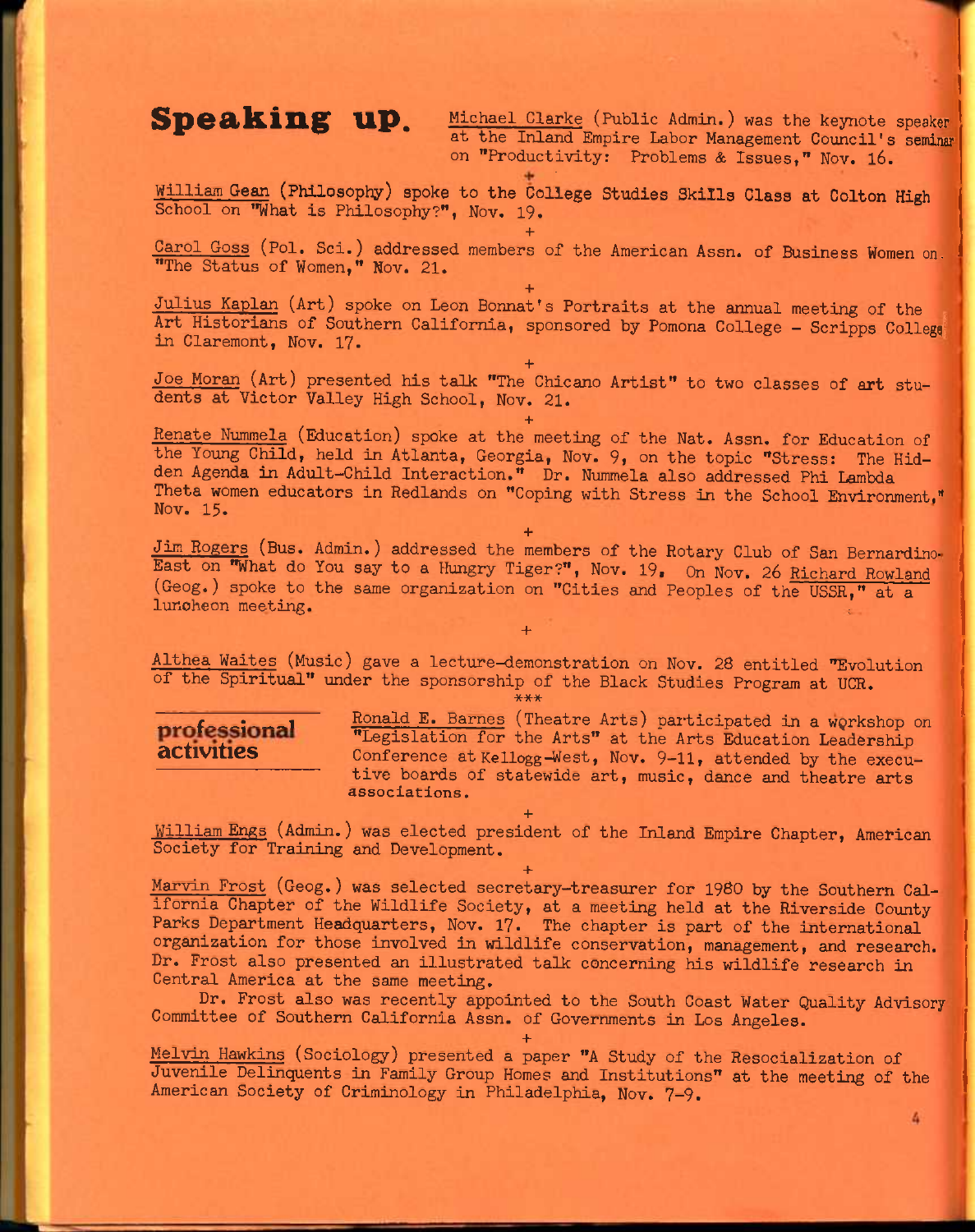## Speaking up.

Michael Clarke (Public Admin.) was the keynote speaker at the Inland Empire Labor Management Council's seminar on "Productivity: Problems & Issues," Nov. 16.

+

William Gean (Philosophy) spoke to the College Studies Skills Class at Colton High School on "What is Philosophy?", Nov. 19.

+

Carol Goss (Pol. Sci.) addressed members of the American Assn. of Business Women on "The Status of Women," Nov. 21.

+

Julius Kaplan (Art) spoke on Leon Bonnat's Portraits at the annual meeting of the Art Historians of Southern California, sponsored by Pomona College - Scripps College in Claremont, Nov. 17.

+

Joe Moran (Art) presented his talk "The Chicano Artist" to two classes of art students at Victor Valley High School, Nov. 21.

+

Renate Nummela (Education) spoke at the meeting of the Nat. Assn. for Education of the Young Child, held in Atlanta, Georgia, Nov. 9, on the topic "Stress: The Hidden Agenda in Adult-Child Interaction." Dr. Nummela also addressed Phi Lambda Theta women educators in Redlands on "Coping with Stress in the School Environment," Nov. 15.

+

Jim Rogers (Bus. Admin.) addressed the members of the Rotary Club of San Bernardino-East on "What do You say to a Hungry Tiger?", Nov. 19. On Nov. 26 Richard Rowland (Geog.) spoke to the same organization on "Cities and Peoples of the USSR," at a luncheon meeting.

+

Althea Waites (Music) gave a lecture-demonstration on Nov. 28 entitled "Evolution of the Spiritual" under the sponsorship of the Black Studies Program at UCR.

***

## professional activities

Ronald E. Barnes (Theatre Arts) participated in a workshop on "Legislation for the Arts" at the Arts Education Leadership Conference at Kellogg-West, Nov. 9-11, attended by the executive boards of statewide art, music, dance and theatre arts associations.

+

William Engs (Admin.) was elected president of the Inland Empire Chapter, American Society for Training and Development.

+

Marvin Frost (Geog.) was selected secretary-treasurer for 1980 by the Southern California Chapter of the Wildlife Society, at a meeting held at the Riverside County Parks Department Headquarters, Nov. 17. The chapter is part of the international organization for those involved in wildlife conservation, management, and research. Dr. Frost also presented an illustrated talk concerning his wildlife research in Central America at the same meeting.

Dr. Frost also was recently appointed to the South Coast Water Quality Advisory Committee of Southern California Assn. of Governments in Los Angeles.

+

Melvin Hawkins (Sociology) presented a paper "A Study of the Resocialization of Juvenile Delinquents in Family Group Homes and Institutions" at the meeting of the American Society of Criminology in Philadelphia, Nov. 7-9.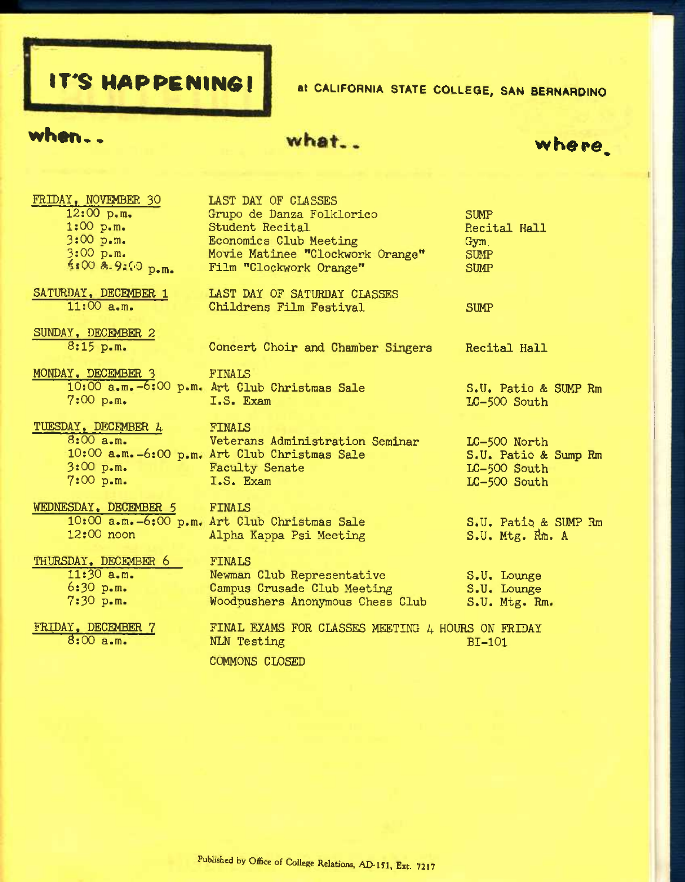# IT'S HAPPENING!

at CALIFORNIA STATE COLLEGE, SAN BERNARDINO

| when.. | what.. | where. |
| --- | --- | --- |
| FRIDAY, NOVEMBER 30 | LAST DAY OF CLASSES | |
| 12:00 p.m. | Grupo de Danza Folklorico | SUMP |
| 1:00 p.m. | Student Recital | Recital Hall |
| 3:00 p.m. | Economics Club Meeting | Gym |
| 3:00 p.m. | Movie Matinee "Clockwork Orange" | SUMP |
| 6:00 & 9:00 p.m. | Film "Clockwork Orange" | SUMP |
| SATURDAY, DECEMBER 1 | LAST DAY OF SATURDAY CLASSES | |
| 11:00 a.m. | Childrens Film Festival | SUMP |
| SUNDAY, DECEMBER 2 | | |
| 8:15 p.m. | Concert Choir and Chamber Singers | Recital Hall |
| MONDAY, DECEMBER 3 | FINALS | |
| 10:00 a.m.-6:00 p.m. | Art Club Christmas Sale | S.U. Patio & SUMP Rm |
| 7:00 p.m. | I.S. Exam | LC-500 South |
| TUESDAY, DECEMBER 4 | FINALS | |
| 8:00 a.m. | Veterans Administration Seminar | LC-500 North |
| 10:00 a.m.-6:00 p.m. | Art Club Christmas Sale | S.U. Patio & Sump Rm |
| 3:00 p.m. | Faculty Senate | LC-500 South |
| 7:00 p.m. | I.S. Exam | LC-500 South |
| WEDNESDAY, DECEMBER 5 | FINALS | |
| 10:00 a.m.-6:00 p.m. | Art Club Christmas Sale | S.U. Patio & SUMP Rm |
| 12:00 noon | Alpha Kappa Psi Meeting | S.U. Mtg. Rm. A |
| THURSDAY, DECEMBER 6 | FINALS | |
| 11:30 a.m. | Newman Club Representative | S.U. Lounge |
| 6:30 p.m. | Campus Crusade Club Meeting | S.U. Lounge |
| 7:30 p.m. | Woodpushers Anonymous Chess Club | S.U. Mtg. Rm. |
| FRIDAY, DECEMBER 7 | FINAL EXAMS FOR CLASSES MEETING 4 HOURS ON FRIDAY | |
| 8:00 a.m. | NLN Testing | BI-101 |
| | COMMONS CLOSED | |

Published by Office of College Relations, AD-151, Ext. 7217